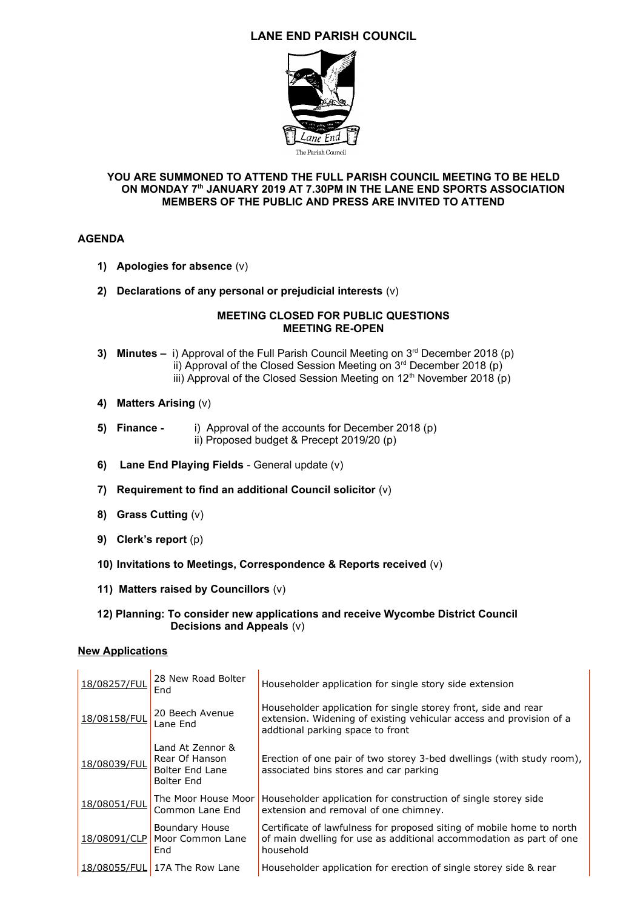# LANE END PARISH COUNCIL

**YOU ARE SUMMONED TO ATTEND THE FULL PARISH COUNCIL MEETING TO BE HELD ON MONDAY 7th JANUARY 2019 AT 7.30PM IN THE LANE END SPORTS ASSOCIATION MEMBERS OF THE PUBLIC AND PRESS ARE INVITED TO ATTEND**

## AGENDA

1) **Apologies for absence** (v)

2) **Declarations of any personal or prejudicial interests** (v)

**MEETING CLOSED FOR PUBLIC QUESTIONS**
**MEETING RE-OPEN**

3) **Minutes –** i) Approval of the Full Parish Council Meeting on 3rd December 2018 (p)
   ii) Approval of the Closed Session Meeting on 3rd December 2018 (p)
   iii) Approval of the Closed Session Meeting on 12th November 2018 (p)

4) **Matters Arising** (v)

5) **Finance -** i) Approval of the accounts for December 2018 (p)
   ii) Proposed budget & Precept 2019/20 (p)

6) **Lane End Playing Fields** - General update (v)

7) **Requirement to find an additional Council solicitor** (v)

8) **Grass Cutting** (v)

9) **Clerk's report** (p)

10) **Invitations to Meetings, Correspondence & Reports received** (v)

11) **Matters raised by Councillors** (v)

12) **Planning: To consider new applications and receive Wycombe District Council Decisions and Appeals** (v)

**New Applications**

| | | |
|---|---|---|
| 18/08257/FUL | 28 New Road Bolter End | Householder application for single story side extension |
| 18/08158/FUL | 20 Beech Avenue Lane End | Householder application for single storey front, side and rear extension. Widening of existing vehicular access and provision of a addtional parking space to front |
| 18/08039/FUL | Land At Zennor & Rear Of Hanson Bolter End Lane Bolter End | Erection of one pair of two storey 3-bed dwellings (with study room), associated bins stores and car parking |
| 18/08051/FUL | The Moor House Moor Common Lane End | Householder application for construction of single storey side extension and removal of one chimney. |
| 18/08091/CLP | Boundary House Moor Common Lane End | Certificate of lawfulness for proposed siting of mobile home to north of main dwelling for use as additional accommodation as part of one household |
| 18/08055/FUL | 17A The Row Lane | Householder application for erection of single storey side & rear |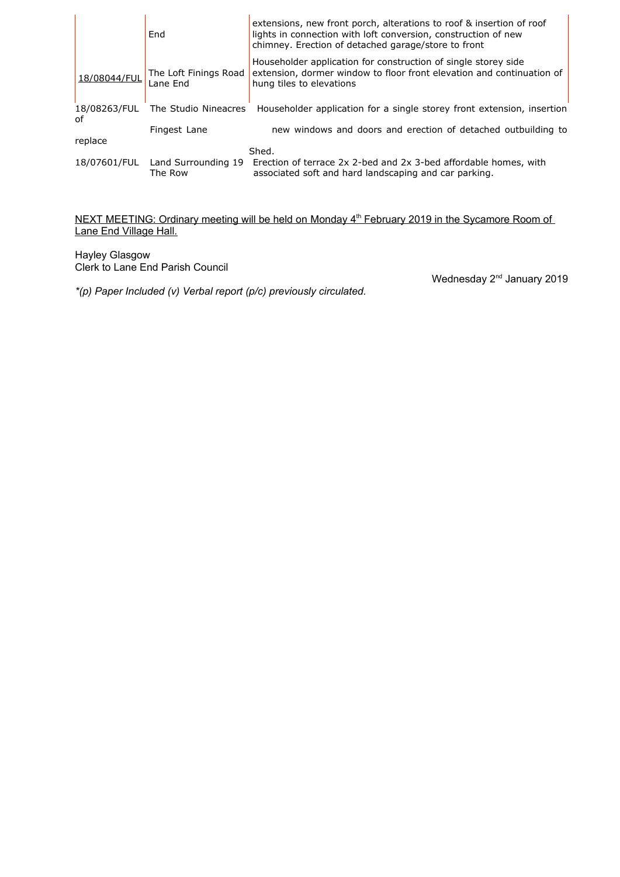| | | |
|---|---|---|
| | End | extensions, new front porch, alterations to roof & insertion of roof lights in connection with loft conversion, construction of new chimney. Erection of detached garage/store to front |
| 18/08044/FUL | The Loft Finings Road Lane End | Householder application for construction of single storey side extension, dormer window to floor front elevation and continuation of hung tiles to elevations |
| 18/08263/FUL | The Studio Nineacres Fingest Lane | Householder application for a single storey front extension, insertion of new windows and doors and erection of detached outbuilding to replace Shed. |
| 18/07601/FUL | Land Surrounding 19 The Row | Erection of terrace 2x 2-bed and 2x 3-bed affordable homes, with associated soft and hard landscaping and car parking. |

<u>NEXT MEETING: Ordinary meeting will be held on Monday 4th February 2019 in the Sycamore Room of Lane End Village Hall.</u>

Hayley Glasgow
Clerk to Lane End Parish Council

Wednesday 2nd January 2019

*\*(p) Paper Included (v) Verbal report (p/c) previously circulated.*